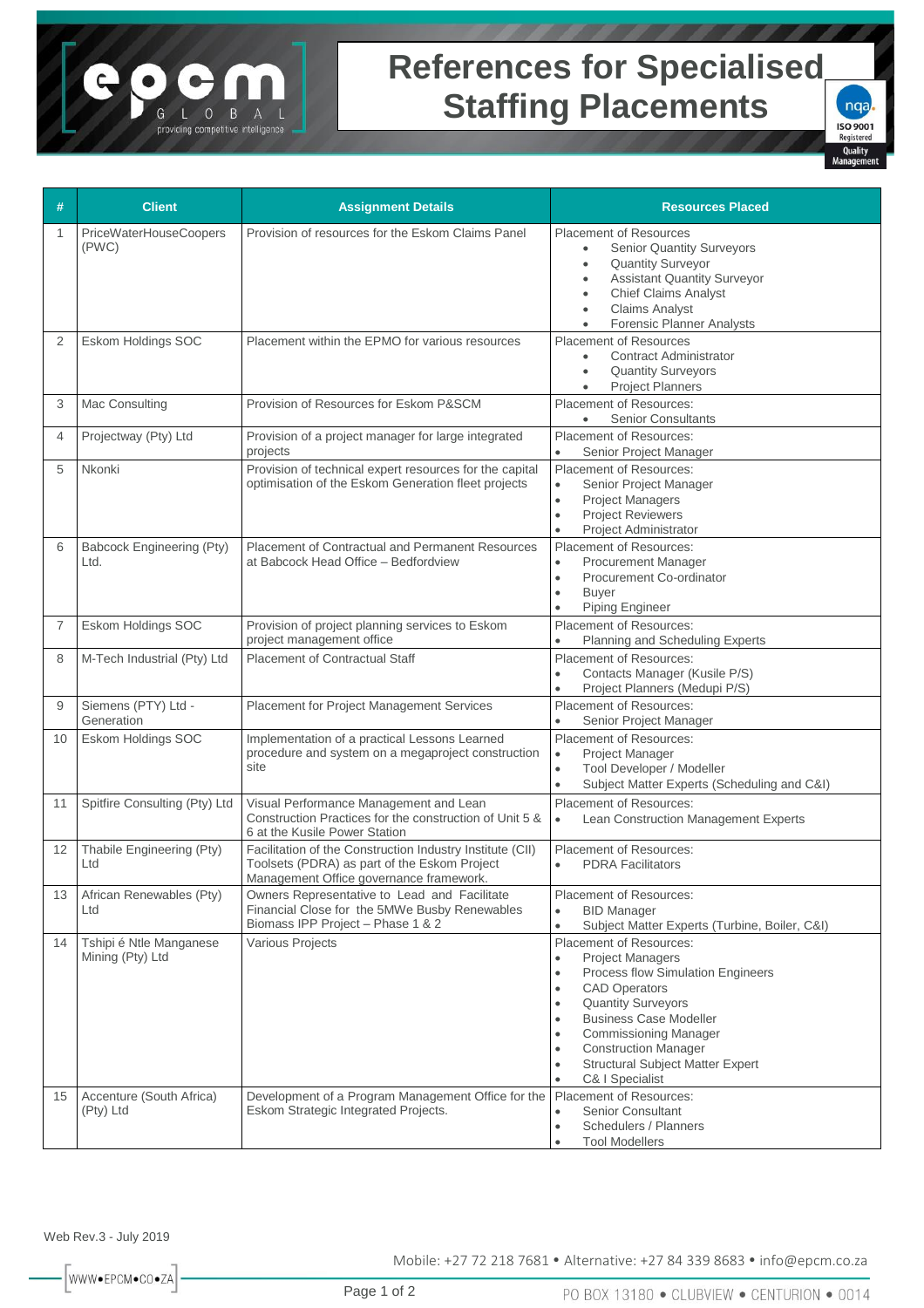# References for Specialised Staffing Placements

| # | Client | Assignment Details | Resources Placed |
|---|---|---|---|
| 1 | PriceWaterHouseCoopers (PWC) | Provision of resources for the Eskom Claims Panel | Placement of Resources<br>• Senior Quantity Surveyors<br>• Quantity Surveyor<br>• Assistant Quantity Surveyor<br>• Chief Claims Analyst<br>• Claims Analyst<br>• Forensic Planner Analysts |
| 2 | Eskom Holdings SOC | Placement within the EPMO for various resources | Placement of Resources<br>• Contract Administrator<br>• Quantity Surveyors<br>• Project Planners |
| 3 | Mac Consulting | Provision of Resources for Eskom P&SCM | Placement of Resources:<br>• Senior Consultants |
| 4 | Projectway (Pty) Ltd | Provision of a project manager for large integrated projects | Placement of Resources:<br>• Senior Project Manager |
| 5 | Nkonki | Provision of technical expert resources for the capital optimisation of the Eskom Generation fleet projects | Placement of Resources:<br>• Senior Project Manager<br>• Project Managers<br>• Project Reviewers<br>• Project Administrator |
| 6 | Babcock Engineering (Pty) Ltd. | Placement of Contractual and Permanent Resources at Babcock Head Office – Bedfordview | Placement of Resources:<br>• Procurement Manager<br>• Procurement Co-ordinator<br>• Buyer<br>• Piping Engineer |
| 7 | Eskom Holdings SOC | Provision of project planning services to Eskom project management office | Placement of Resources:<br>• Planning and Scheduling Experts |
| 8 | M-Tech Industrial (Pty) Ltd | Placement of Contractual Staff | Placement of Resources:<br>• Contacts Manager (Kusile P/S)<br>• Project Planners (Medupi P/S) |
| 9 | Siemens (PTY) Ltd - Generation | Placement for Project Management Services | Placement of Resources:<br>• Senior Project Manager |
| 10 | Eskom Holdings SOC | Implementation of a practical Lessons Learned procedure and system on a megaproject construction site | Placement of Resources:<br>• Project Manager<br>• Tool Developer / Modeller<br>• Subject Matter Experts (Scheduling and C&I) |
| 11 | Spitfire Consulting (Pty) Ltd | Visual Performance Management and Lean Construction Practices for the construction of Unit 5 & 6 at the Kusile Power Station | Placement of Resources:<br>• Lean Construction Management Experts |
| 12 | Thabile Engineering (Pty) Ltd | Facilitation of the Construction Industry Institute (CII) Toolsets (PDRA) as part of the Eskom Project Management Office governance framework. | Placement of Resources:<br>• PDRA Facilitators |
| 13 | African Renewables (Pty) Ltd | Owners Representative to Lead and Facilitate Financial Close for the 5MWe Busby Renewables Biomass IPP Project – Phase 1 & 2 | Placement of Resources:<br>• BID Manager<br>• Subject Matter Experts (Turbine, Boiler, C&I) |
| 14 | Tshipi é Ntle Manganese Mining (Pty) Ltd | Various Projects | Placement of Resources:<br>• Project Managers<br>• Process flow Simulation Engineers<br>• CAD Operators<br>• Quantity Surveyors<br>• Business Case Modeller<br>• Commissioning Manager<br>• Construction Manager<br>• Structural Subject Matter Expert<br>• C& I Specialist |
| 15 | Accenture (South Africa) (Pty) Ltd | Development of a Program Management Office for the Eskom Strategic Integrated Projects. | Placement of Resources:<br>• Senior Consultant<br>• Schedulers / Planners<br>• Tool Modellers |

Web Rev.3 - July 2019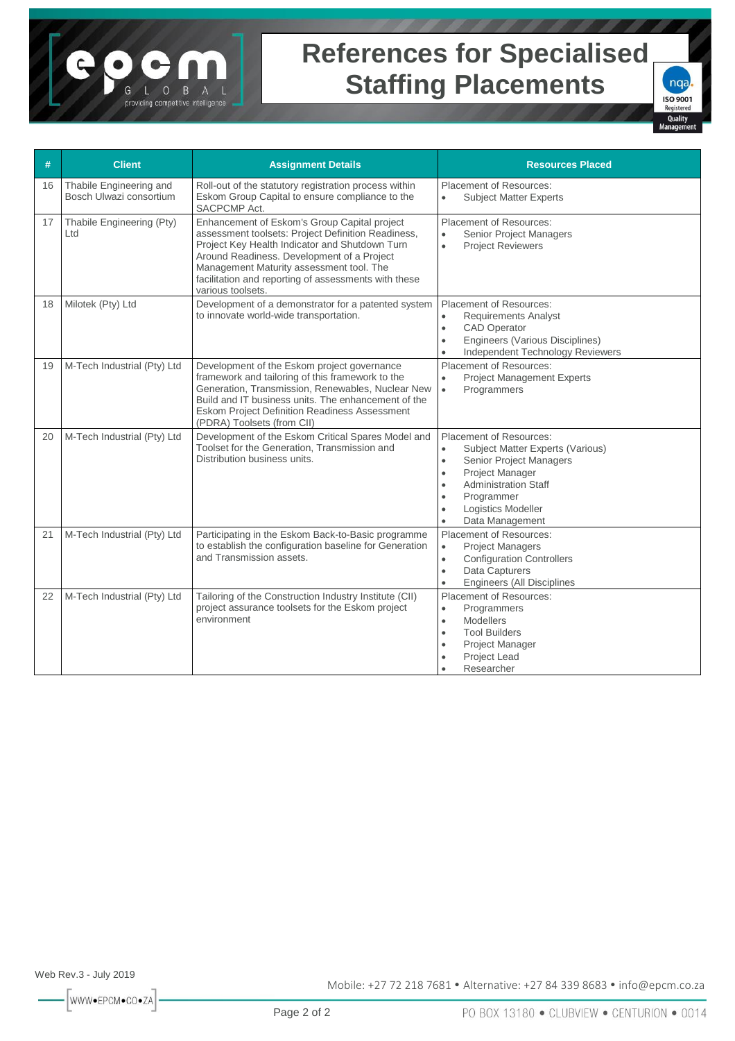# References for Specialised Staffing Placements

| # | Client | Assignment Details | Resources Placed |
|---|---|---|---|
| 16 | Thabile Engineering and Bosch Ulwazi consortium | Roll-out of the statutory registration process within Eskom Group Capital to ensure compliance to the SACPCMP Act. | Placement of Resources:<br>• Subject Matter Experts |
| 17 | Thabile Engineering (Pty) Ltd | Enhancement of Eskom's Group Capital project assessment toolsets: Project Definition Readiness, Project Key Health Indicator and Shutdown Turn Around Readiness. Development of a Project Management Maturity assessment tool. The facilitation and reporting of assessments with these various toolsets. | Placement of Resources:<br>• Senior Project Managers<br>• Project Reviewers |
| 18 | Milotek (Pty) Ltd | Development of a demonstrator for a patented system to innovate world-wide transportation. | Placement of Resources:<br>• Requirements Analyst<br>• CAD Operator<br>• Engineers (Various Disciplines)<br>• Independent Technology Reviewers |
| 19 | M-Tech Industrial (Pty) Ltd | Development of the Eskom project governance framework and tailoring of this framework to the Generation, Transmission, Renewables, Nuclear New Build and IT business units. The enhancement of the Eskom Project Definition Readiness Assessment (PDRA) Toolsets (from CII) | Placement of Resources:<br>• Project Management Experts<br>• Programmers |
| 20 | M-Tech Industrial (Pty) Ltd | Development of the Eskom Critical Spares Model and Toolset for the Generation, Transmission and Distribution business units. | Placement of Resources:<br>• Subject Matter Experts (Various)<br>• Senior Project Managers<br>• Project Manager<br>• Administration Staff<br>• Programmer<br>• Logistics Modeller<br>• Data Management |
| 21 | M-Tech Industrial (Pty) Ltd | Participating in the Eskom Back-to-Basic programme to establish the configuration baseline for Generation and Transmission assets. | Placement of Resources:<br>• Project Managers<br>• Configuration Controllers<br>• Data Capturers<br>• Engineers (All Disciplines |
| 22 | M-Tech Industrial (Pty) Ltd | Tailoring of the Construction Industry Institute (CII) project assurance toolsets for the Eskom project environment | Placement of Resources:<br>• Programmers<br>• Modellers<br>• Tool Builders<br>• Project Manager<br>• Project Lead<br>• Researcher |

Web Rev.3 - July 2019

Mobile: +27 72 218 7681 • Alternative: +27 84 339 8683 • info@epcm.co.za

WWW•EPCM•CO•ZA

PO BOX 13180 • CLUBVIEW • CENTURION • 0014